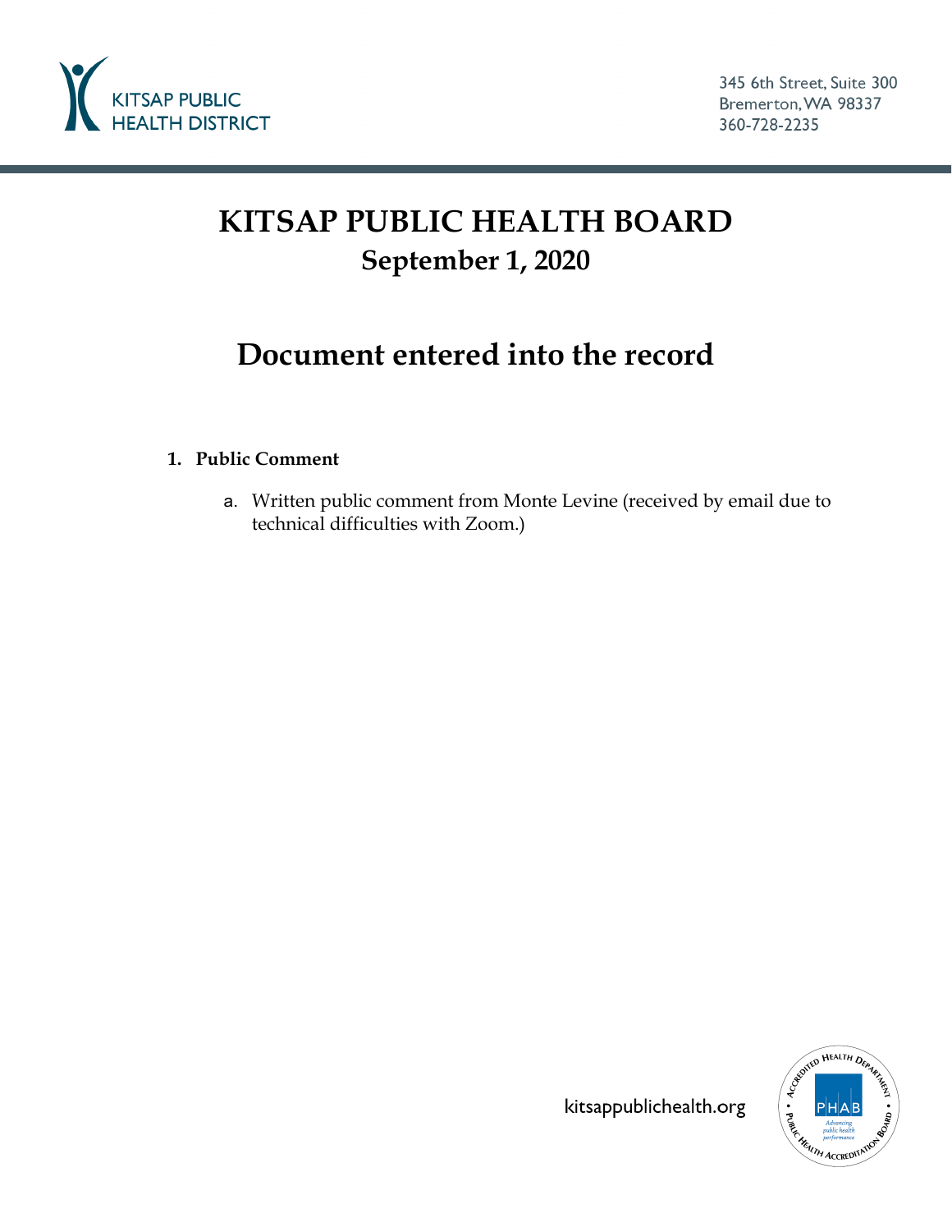# KITSAP PUBLIC HEALTH BOARD

## September 1, 2020

# Document entered into the record

1. **Public Comment**

   a. Written public comment from Monte Levine (received by email due to technical difficulties with Zoom.)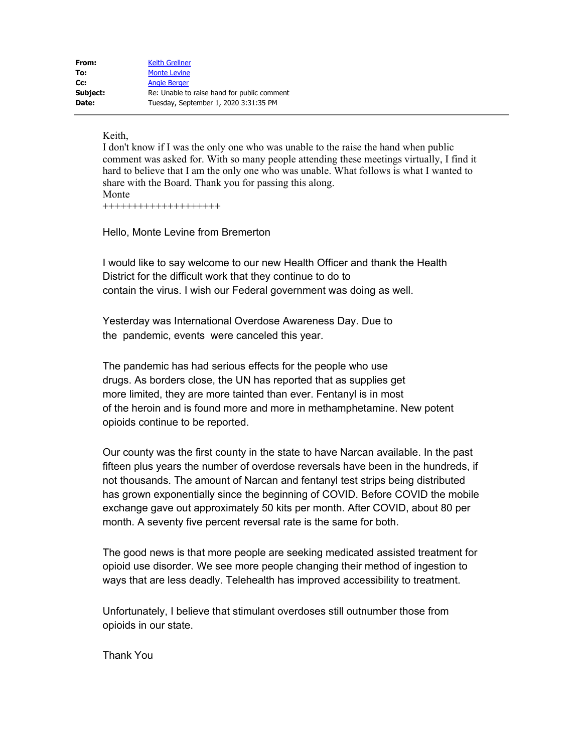| | |
|---|---|
| **From:** | Keith Grellner |
| **To:** | Monte Levine |
| **Cc:** | Angie Berger |
| **Subject:** | Re: Unable to raise hand for public comment |
| **Date:** | Tuesday, September 1, 2020 3:31:35 PM |

Keith,
I don't know if I was the only one who was unable to the raise the hand when public comment was asked for. With so many people attending these meetings virtually, I find it hard to believe that I am the only one who was unable. What follows is what I wanted to share with the Board. Thank you for passing this along.
Monte
+++++++++++++++++++

Hello, Monte Levine from Bremerton

I would like to say welcome to our new Health Officer and thank the Health District for the difficult work that they continue to do to contain the virus. I wish our Federal government was doing as well.

Yesterday was International Overdose Awareness Day. Due to the pandemic, events were canceled this year.

The pandemic has had serious effects for the people who use drugs. As borders close, the UN has reported that as supplies get more limited, they are more tainted than ever. Fentanyl is in most of the heroin and is found more and more in methamphetamine. New potent opioids continue to be reported.

Our county was the first county in the state to have Narcan available. In the past fifteen plus years the number of overdose reversals have been in the hundreds, if not thousands. The amount of Narcan and fentanyl test strips being distributed has grown exponentially since the beginning of COVID. Before COVID the mobile exchange gave out approximately 50 kits per month. After COVID, about 80 per month. A seventy five percent reversal rate is the same for both.

The good news is that more people are seeking medicated assisted treatment for opioid use disorder. We see more people changing their method of ingestion to ways that are less deadly. Telehealth has improved accessibility to treatment.

Unfortunately, I believe that stimulant overdoses still outnumber those from opioids in our state.

Thank You